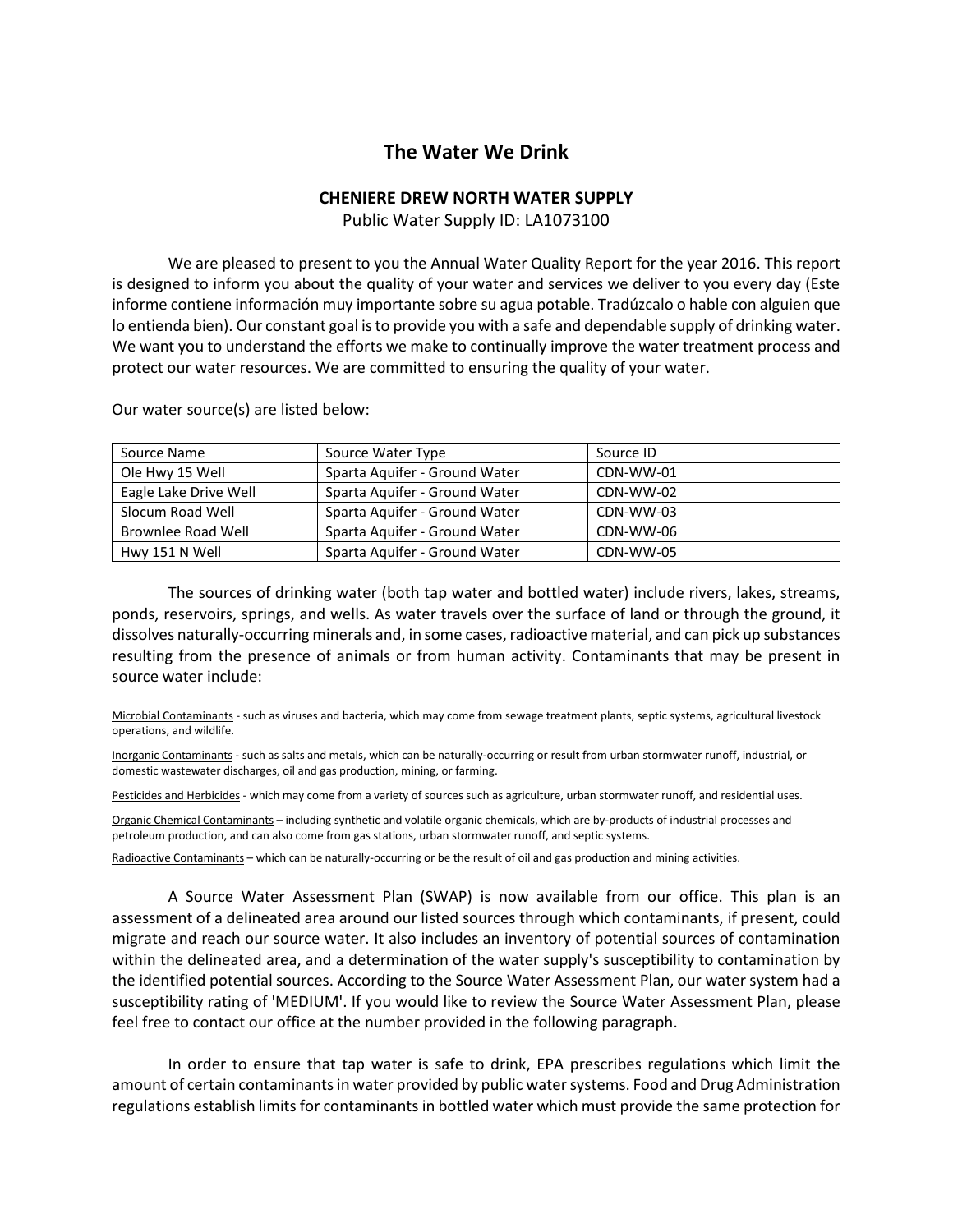# The Water We Drink

## CHENIERE DREW NORTH WATER SUPPLY

Public Water Supply ID: LA1073100

We are pleased to present to you the Annual Water Quality Report for the year 2016. This report is designed to inform you about the quality of your water and services we deliver to you every day (Este informe contiene información muy importante sobre su agua potable. Tradúzcalo o hable con alguien que lo entienda bien). Our constant goal is to provide you with a safe and dependable supply of drinking water. We want you to understand the efforts we make to continually improve the water treatment process and protect our water resources. We are committed to ensuring the quality of your water.

Our water source(s) are listed below:

| Source Name | Source Water Type | Source ID |
|---|---|---|
| Ole Hwy 15 Well | Sparta Aquifer - Ground Water | CDN-WW-01 |
| Eagle Lake Drive Well | Sparta Aquifer - Ground Water | CDN-WW-02 |
| Slocum Road Well | Sparta Aquifer - Ground Water | CDN-WW-03 |
| Brownlee Road Well | Sparta Aquifer - Ground Water | CDN-WW-06 |
| Hwy 151 N Well | Sparta Aquifer - Ground Water | CDN-WW-05 |

The sources of drinking water (both tap water and bottled water) include rivers, lakes, streams, ponds, reservoirs, springs, and wells. As water travels over the surface of land or through the ground, it dissolves naturally-occurring minerals and, in some cases, radioactive material, and can pick up substances resulting from the presence of animals or from human activity. Contaminants that may be present in source water include:

Microbial Contaminants - such as viruses and bacteria, which may come from sewage treatment plants, septic systems, agricultural livestock operations, and wildlife.

Inorganic Contaminants - such as salts and metals, which can be naturally-occurring or result from urban stormwater runoff, industrial, or domestic wastewater discharges, oil and gas production, mining, or farming.

Pesticides and Herbicides - which may come from a variety of sources such as agriculture, urban stormwater runoff, and residential uses.

Organic Chemical Contaminants – including synthetic and volatile organic chemicals, which are by-products of industrial processes and petroleum production, and can also come from gas stations, urban stormwater runoff, and septic systems.

Radioactive Contaminants – which can be naturally-occurring or be the result of oil and gas production and mining activities.

A Source Water Assessment Plan (SWAP) is now available from our office. This plan is an assessment of a delineated area around our listed sources through which contaminants, if present, could migrate and reach our source water. It also includes an inventory of potential sources of contamination within the delineated area, and a determination of the water supply's susceptibility to contamination by the identified potential sources. According to the Source Water Assessment Plan, our water system had a susceptibility rating of 'MEDIUM'. If you would like to review the Source Water Assessment Plan, please feel free to contact our office at the number provided in the following paragraph.

In order to ensure that tap water is safe to drink, EPA prescribes regulations which limit the amount of certain contaminants in water provided by public water systems. Food and Drug Administration regulations establish limits for contaminants in bottled water which must provide the same protection for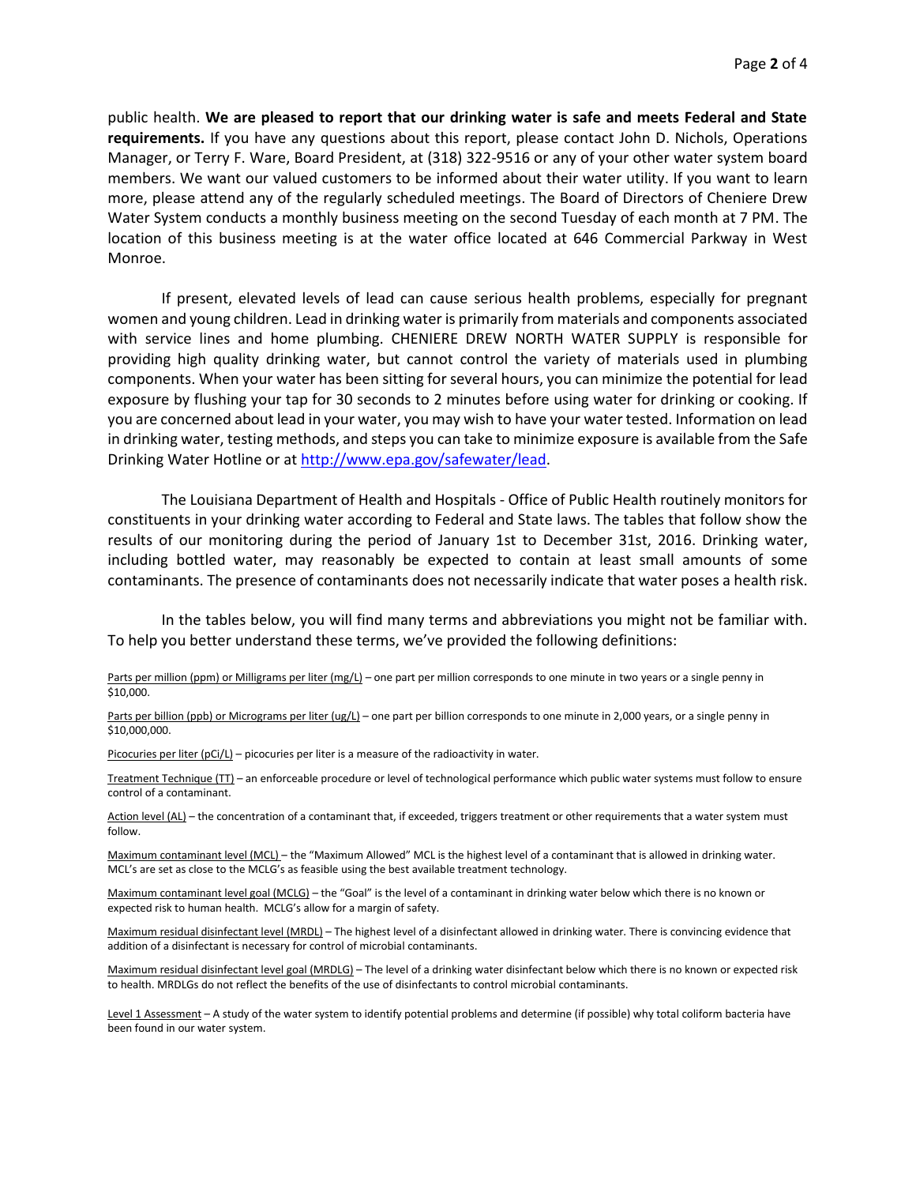public health. **We are pleased to report that our drinking water is safe and meets Federal and State requirements.** If you have any questions about this report, please contact John D. Nichols, Operations Manager, or Terry F. Ware, Board President, at (318) 322-9516 or any of your other water system board members. We want our valued customers to be informed about their water utility. If you want to learn more, please attend any of the regularly scheduled meetings. The Board of Directors of Cheniere Drew Water System conducts a monthly business meeting on the second Tuesday of each month at 7 PM. The location of this business meeting is at the water office located at 646 Commercial Parkway in West Monroe.

If present, elevated levels of lead can cause serious health problems, especially for pregnant women and young children. Lead in drinking water is primarily from materials and components associated with service lines and home plumbing. CHENIERE DREW NORTH WATER SUPPLY is responsible for providing high quality drinking water, but cannot control the variety of materials used in plumbing components. When your water has been sitting for several hours, you can minimize the potential for lead exposure by flushing your tap for 30 seconds to 2 minutes before using water for drinking or cooking. If you are concerned about lead in your water, you may wish to have your water tested. Information on lead in drinking water, testing methods, and steps you can take to minimize exposure is available from the Safe Drinking Water Hotline or at http://www.epa.gov/safewater/lead.

The Louisiana Department of Health and Hospitals - Office of Public Health routinely monitors for constituents in your drinking water according to Federal and State laws. The tables that follow show the results of our monitoring during the period of January 1st to December 31st, 2016. Drinking water, including bottled water, may reasonably be expected to contain at least small amounts of some contaminants. The presence of contaminants does not necessarily indicate that water poses a health risk.

In the tables below, you will find many terms and abbreviations you might not be familiar with. To help you better understand these terms, we've provided the following definitions:

Parts per million (ppm) or Milligrams per liter (mg/L) – one part per million corresponds to one minute in two years or a single penny in $10,000.

Parts per billion (ppb) or Micrograms per liter (ug/L) – one part per billion corresponds to one minute in 2,000 years, or a single penny in $10,000,000.

Picocuries per liter (pCi/L) – picocuries per liter is a measure of the radioactivity in water.

Treatment Technique (TT) – an enforceable procedure or level of technological performance which public water systems must follow to ensure control of a contaminant.

Action level (AL) – the concentration of a contaminant that, if exceeded, triggers treatment or other requirements that a water system must follow.

Maximum contaminant level (MCL) – the "Maximum Allowed" MCL is the highest level of a contaminant that is allowed in drinking water. MCL's are set as close to the MCLG's as feasible using the best available treatment technology.

Maximum contaminant level goal (MCLG) – the "Goal" is the level of a contaminant in drinking water below which there is no known or expected risk to human health. MCLG's allow for a margin of safety.

Maximum residual disinfectant level (MRDL) – The highest level of a disinfectant allowed in drinking water. There is convincing evidence that addition of a disinfectant is necessary for control of microbial contaminants.

Maximum residual disinfectant level goal (MRDLG) – The level of a drinking water disinfectant below which there is no known or expected risk to health. MRDLGs do not reflect the benefits of the use of disinfectants to control microbial contaminants.

Level 1 Assessment – A study of the water system to identify potential problems and determine (if possible) why total coliform bacteria have been found in our water system.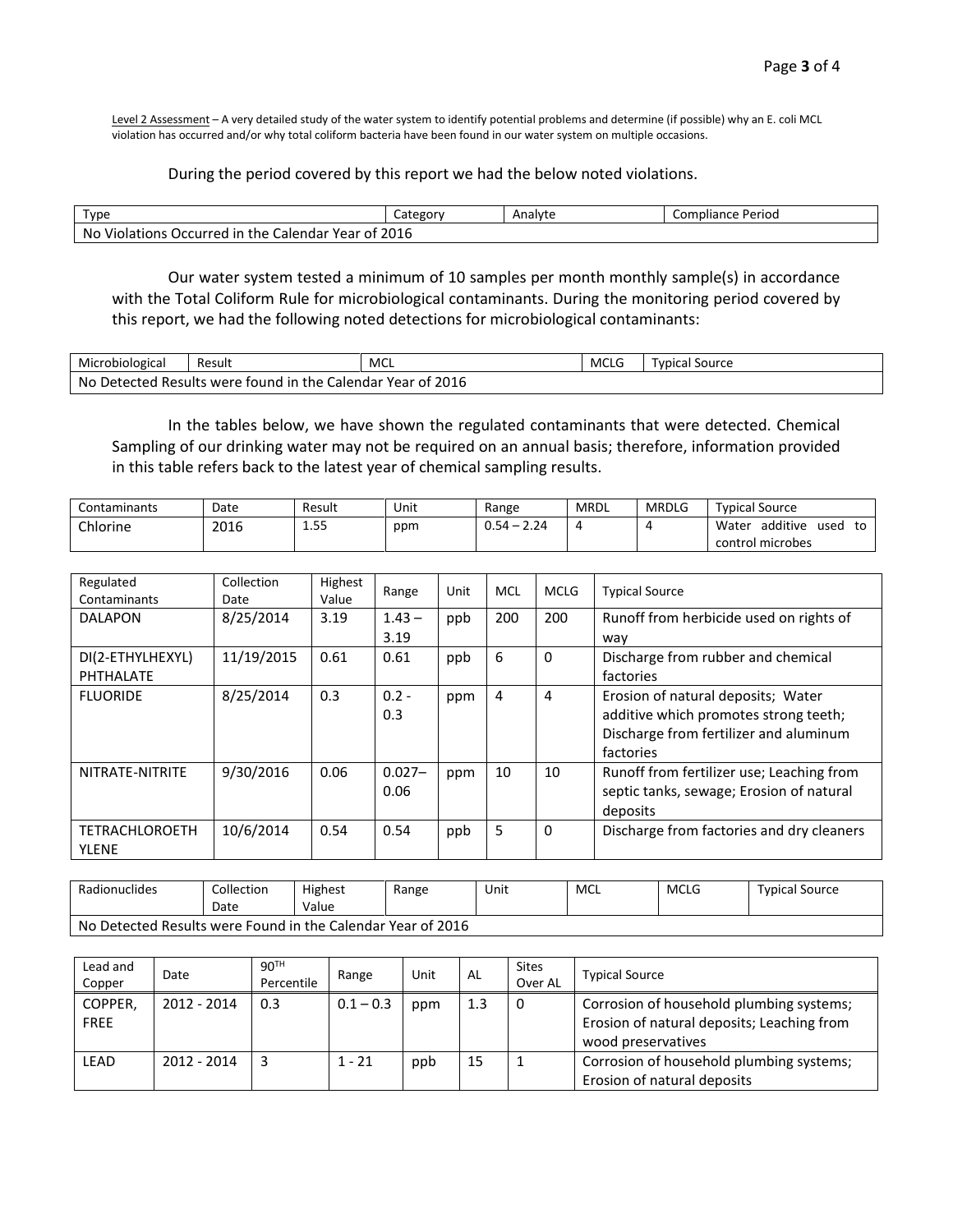Level 2 Assessment – A very detailed study of the water system to identify potential problems and determine (if possible) why an E. coli MCL violation has occurred and/or why total coliform bacteria have been found in our water system on multiple occasions.

During the period covered by this report we had the below noted violations.

| Type | Category | Analyte | Compliance Period |
|---|---|---|---|
| No Violations Occurred in the Calendar Year of 2016 | | | |

Our water system tested a minimum of 10 samples per month monthly sample(s) in accordance with the Total Coliform Rule for microbiological contaminants. During the monitoring period covered by this report, we had the following noted detections for microbiological contaminants:

| Microbiological | Result | MCL | MCLG | Typical Source |
|---|---|---|---|---|
| No Detected Results were found in the Calendar Year of 2016 | | | | |

In the tables below, we have shown the regulated contaminants that were detected. Chemical Sampling of our drinking water may not be required on an annual basis; therefore, information provided in this table refers back to the latest year of chemical sampling results.

| Contaminants | Date | Result | Unit | Range | MRDL | MRDLG | Typical Source |
|---|---|---|---|---|---|---|---|
| Chlorine | 2016 | 1.55 | ppm | 0.54 – 2.24 | 4 | 4 | Water additive used to control microbes |

| Regulated Contaminants | Collection Date | Highest Value | Range | Unit | MCL | MCLG | Typical Source |
|---|---|---|---|---|---|---|---|
| DALAPON | 8/25/2014 | 3.19 | 1.43 – 3.19 | ppb | 200 | 200 | Runoff from herbicide used on rights of way |
| DI(2-ETHYLHEXYL) PHTHALATE | 11/19/2015 | 0.61 | 0.61 | ppb | 6 | 0 | Discharge from rubber and chemical factories |
| FLUORIDE | 8/25/2014 | 0.3 | 0.2 - 0.3 | ppm | 4 | 4 | Erosion of natural deposits; Water additive which promotes strong teeth; Discharge from fertilizer and aluminum factories |
| NITRATE-NITRITE | 9/30/2016 | 0.06 | 0.027– 0.06 | ppm | 10 | 10 | Runoff from fertilizer use; Leaching from septic tanks, sewage; Erosion of natural deposits |
| TETRACHLOROETHYLENE | 10/6/2014 | 0.54 | 0.54 | ppb | 5 | 0 | Discharge from factories and dry cleaners |

| Radionuclides | Collection Date | Highest Value | Range | Unit | MCL | MCLG | Typical Source |
|---|---|---|---|---|---|---|---|
| No Detected Results were Found in the Calendar Year of 2016 | | | | | | | |

| Lead and Copper | Date | 90TH Percentile | Range | Unit | AL | Sites Over AL | Typical Source |
|---|---|---|---|---|---|---|---|
| COPPER, FREE | 2012 - 2014 | 0.3 | 0.1 – 0.3 | ppm | 1.3 | 0 | Corrosion of household plumbing systems; Erosion of natural deposits; Leaching from wood preservatives |
| LEAD | 2012 - 2014 | 3 | 1 - 21 | ppb | 15 | 1 | Corrosion of household plumbing systems; Erosion of natural deposits |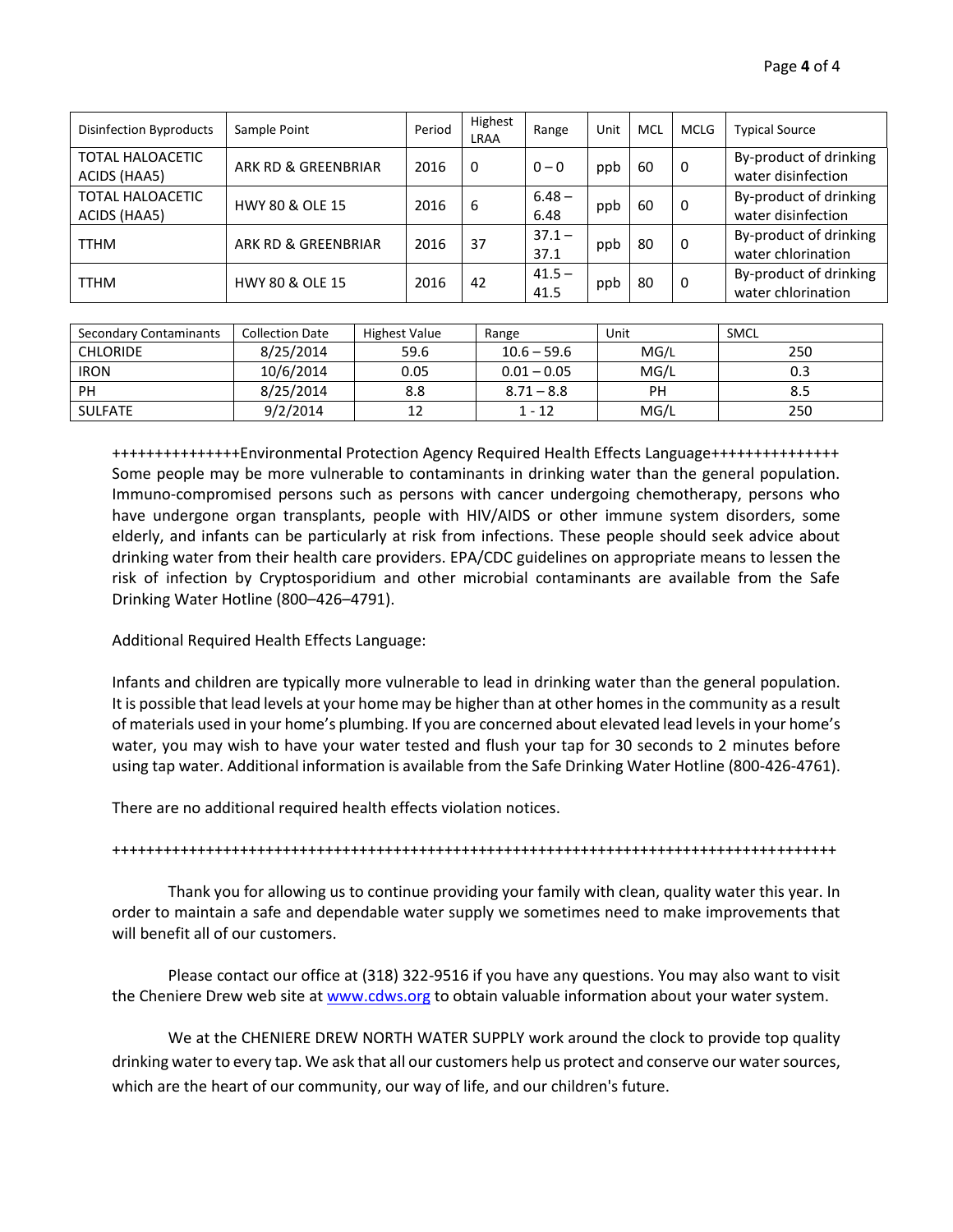| Disinfection Byproducts | Sample Point | Period | Highest LRAA | Range | Unit | MCL | MCLG | Typical Source |
|---|---|---|---|---|---|---|---|---|
| TOTAL HALOACETIC ACIDS (HAA5) | ARK RD & GREENBRIAR | 2016 | 0 | 0 – 0 | ppb | 60 | 0 | By-product of drinking water disinfection |
| TOTAL HALOACETIC ACIDS (HAA5) | HWY 80 & OLE 15 | 2016 | 6 | 6.48 – 6.48 | ppb | 60 | 0 | By-product of drinking water disinfection |
| TTHM | ARK RD & GREENBRIAR | 2016 | 37 | 37.1 – 37.1 | ppb | 80 | 0 | By-product of drinking water chlorination |
| TTHM | HWY 80 & OLE 15 | 2016 | 42 | 41.5 – 41.5 | ppb | 80 | 0 | By-product of drinking water chlorination |

| Secondary Contaminants | Collection Date | Highest Value | Range | Unit | SMCL |
|---|---|---|---|---|---|
| CHLORIDE | 8/25/2014 | 59.6 | 10.6 – 59.6 | MG/L | 250 |
| IRON | 10/6/2014 | 0.05 | 0.01 – 0.05 | MG/L | 0.3 |
| PH | 8/25/2014 | 8.8 | 8.71 – 8.8 | PH | 8.5 |
| SULFATE | 9/2/2014 | 12 | 1 - 12 | MG/L | 250 |

+++++++++++++++Environmental Protection Agency Required Health Effects Language+++++++++++++++
Some people may be more vulnerable to contaminants in drinking water than the general population. Immuno-compromised persons such as persons with cancer undergoing chemotherapy, persons who have undergone organ transplants, people with HIV/AIDS or other immune system disorders, some elderly, and infants can be particularly at risk from infections. These people should seek advice about drinking water from their health care providers. EPA/CDC guidelines on appropriate means to lessen the risk of infection by Cryptosporidium and other microbial contaminants are available from the Safe Drinking Water Hotline (800–426–4791).

Additional Required Health Effects Language:

Infants and children are typically more vulnerable to lead in drinking water than the general population. It is possible that lead levels at your home may be higher than at other homes in the community as a result of materials used in your home's plumbing. If you are concerned about elevated lead levels in your home's water, you may wish to have your water tested and flush your tap for 30 seconds to 2 minutes before using tap water. Additional information is available from the Safe Drinking Water Hotline (800-426-4761).

There are no additional required health effects violation notices.

++++++++++++++++++++++++++++++++++++++++++++++++++++++++++++++++++++++++++++++++++++++++

Thank you for allowing us to continue providing your family with clean, quality water this year. In order to maintain a safe and dependable water supply we sometimes need to make improvements that will benefit all of our customers.

Please contact our office at (318) 322-9516 if you have any questions. You may also want to visit the Cheniere Drew web site at www.cdws.org to obtain valuable information about your water system.

We at the CHENIERE DREW NORTH WATER SUPPLY work around the clock to provide top quality drinking water to every tap. We ask that all our customers help us protect and conserve our water sources, which are the heart of our community, our way of life, and our children's future.